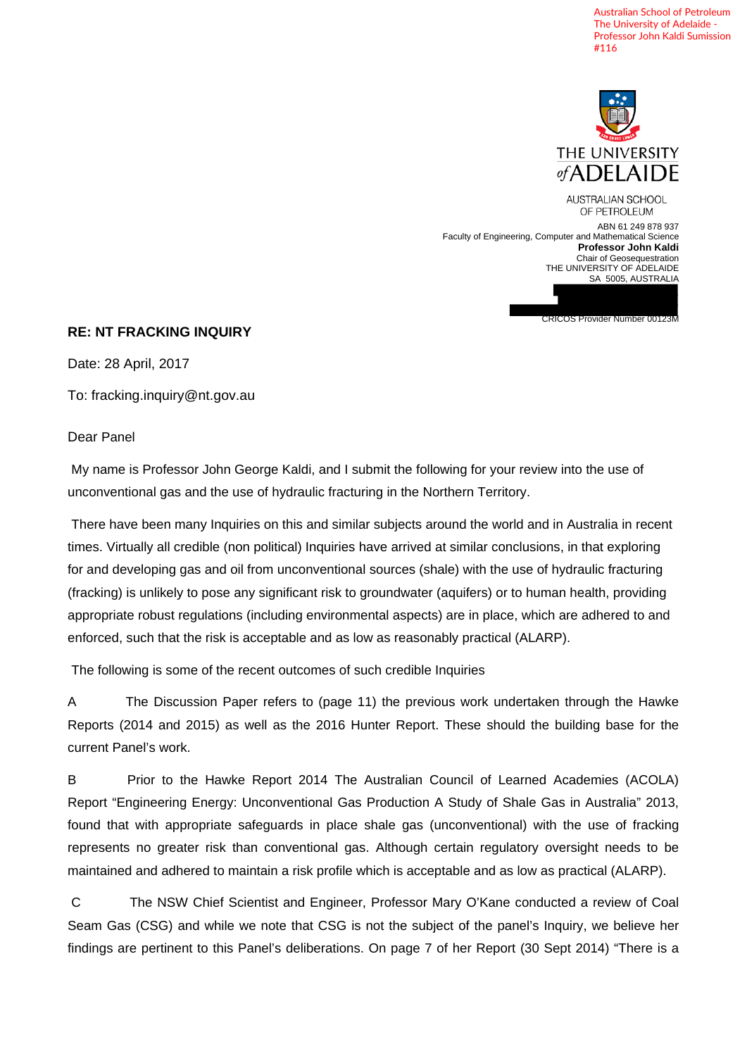Australian School of Petroleum
The University of Adelaide -
Professor John Kaldi Sumission
#116

THE UNIVERSITY of ADELAIDE

AUSTRALIAN SCHOOL OF PETROLEUM

ABN 61 249 878 937
Faculty of Engineering, Computer and Mathematical Science
**Professor John Kaldi**
Chair of Geosequestration
THE UNIVERSITY OF ADELAIDE
SA 5005, AUSTRALIA

CRICOS Provider Number 00123M

**RE: NT FRACKING INQUIRY**

Date: 28 April, 2017

To: fracking.inquiry@nt.gov.au

Dear Panel

My name is Professor John George Kaldi, and I submit the following for your review into the use of unconventional gas and the use of hydraulic fracturing in the Northern Territory.

There have been many Inquiries on this and similar subjects around the world and in Australia in recent times. Virtually all credible (non political) Inquiries have arrived at similar conclusions, in that exploring for and developing gas and oil from unconventional sources (shale) with the use of hydraulic fracturing (fracking) is unlikely to pose any significant risk to groundwater (aquifers) or to human health, providing appropriate robust regulations (including environmental aspects) are in place, which are adhered to and enforced, such that the risk is acceptable and as low as reasonably practical (ALARP).

The following is some of the recent outcomes of such credible Inquiries

A The Discussion Paper refers to (page 11) the previous work undertaken through the Hawke Reports (2014 and 2015) as well as the 2016 Hunter Report. These should the building base for the current Panel's work.

B Prior to the Hawke Report 2014 The Australian Council of Learned Academies (ACOLA) Report "Engineering Energy: Unconventional Gas Production A Study of Shale Gas in Australia" 2013, found that with appropriate safeguards in place shale gas (unconventional) with the use of fracking represents no greater risk than conventional gas. Although certain regulatory oversight needs to be maintained and adhered to maintain a risk profile which is acceptable and as low as practical (ALARP).

C The NSW Chief Scientist and Engineer, Professor Mary O'Kane conducted a review of Coal Seam Gas (CSG) and while we note that CSG is not the subject of the panel's Inquiry, we believe her findings are pertinent to this Panel's deliberations. On page 7 of her Report (30 Sept 2014) "There is a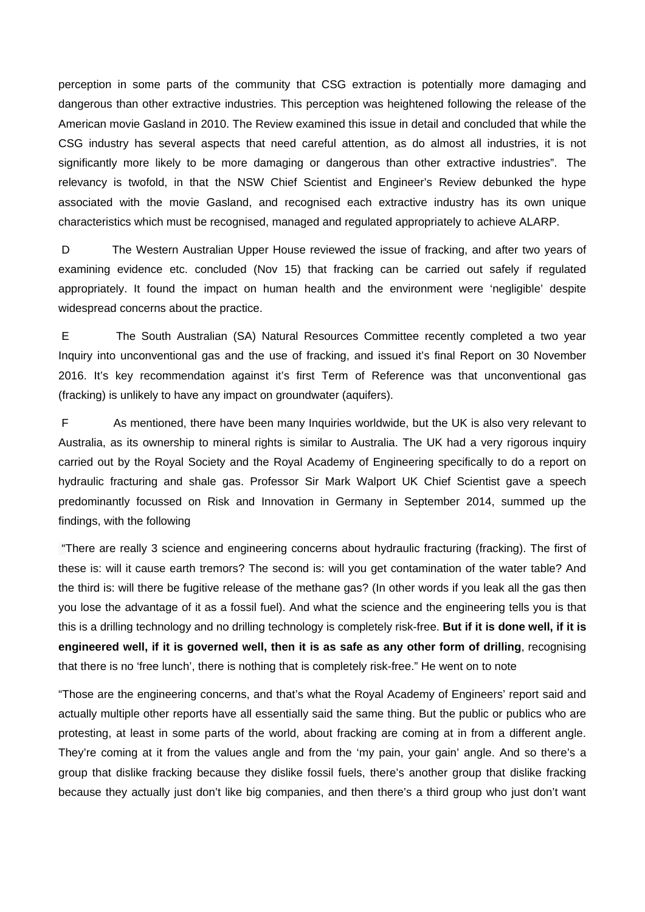perception in some parts of the community that CSG extraction is potentially more damaging and dangerous than other extractive industries. This perception was heightened following the release of the American movie Gasland in 2010. The Review examined this issue in detail and concluded that while the CSG industry has several aspects that need careful attention, as do almost all industries, it is not significantly more likely to be more damaging or dangerous than other extractive industries". The relevancy is twofold, in that the NSW Chief Scientist and Engineer's Review debunked the hype associated with the movie Gasland, and recognised each extractive industry has its own unique characteristics which must be recognised, managed and regulated appropriately to achieve ALARP.

D The Western Australian Upper House reviewed the issue of fracking, and after two years of examining evidence etc. concluded (Nov 15) that fracking can be carried out safely if regulated appropriately. It found the impact on human health and the environment were 'negligible' despite widespread concerns about the practice.

E The South Australian (SA) Natural Resources Committee recently completed a two year Inquiry into unconventional gas and the use of fracking, and issued it's final Report on 30 November 2016. It's key recommendation against it's first Term of Reference was that unconventional gas (fracking) is unlikely to have any impact on groundwater (aquifers).

F As mentioned, there have been many Inquiries worldwide, but the UK is also very relevant to Australia, as its ownership to mineral rights is similar to Australia. The UK had a very rigorous inquiry carried out by the Royal Society and the Royal Academy of Engineering specifically to do a report on hydraulic fracturing and shale gas. Professor Sir Mark Walport UK Chief Scientist gave a speech predominantly focussed on Risk and Innovation in Germany in September 2014, summed up the findings, with the following

"There are really 3 science and engineering concerns about hydraulic fracturing (fracking). The first of these is: will it cause earth tremors? The second is: will you get contamination of the water table? And the third is: will there be fugitive release of the methane gas? (In other words if you leak all the gas then you lose the advantage of it as a fossil fuel). And what the science and the engineering tells you is that this is a drilling technology and no drilling technology is completely risk-free. **But if it is done well, if it is engineered well, if it is governed well, then it is as safe as any other form of drilling**, recognising that there is no 'free lunch', there is nothing that is completely risk-free." He went on to note

"Those are the engineering concerns, and that's what the Royal Academy of Engineers' report said and actually multiple other reports have all essentially said the same thing. But the public or publics who are protesting, at least in some parts of the world, about fracking are coming at in from a different angle. They're coming at it from the values angle and from the 'my pain, your gain' angle. And so there's a group that dislike fracking because they dislike fossil fuels, there's another group that dislike fracking because they actually just don't like big companies, and then there's a third group who just don't want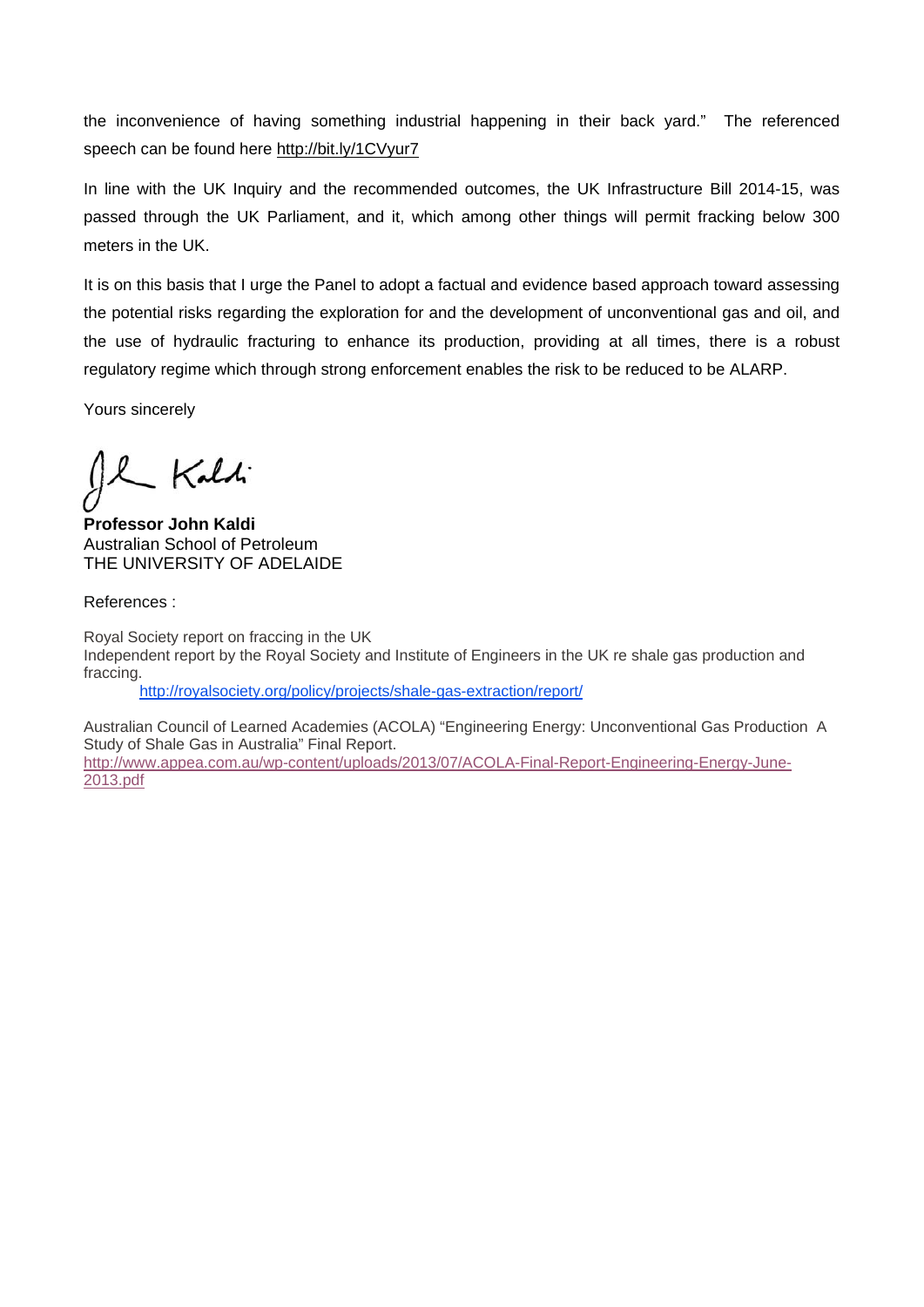the inconvenience of having something industrial happening in their back yard." The referenced speech can be found here http://bit.ly/1CVyur7

In line with the UK Inquiry and the recommended outcomes, the UK Infrastructure Bill 2014-15, was passed through the UK Parliament, and it, which among other things will permit fracking below 300 meters in the UK.

It is on this basis that I urge the Panel to adopt a factual and evidence based approach toward assessing the potential risks regarding the exploration for and the development of unconventional gas and oil, and the use of hydraulic fracturing to enhance its production, providing at all times, there is a robust regulatory regime which through strong enforcement enables the risk to be reduced to be ALARP.

Yours sincerely

**Professor John Kaldi**
Australian School of Petroleum
THE UNIVERSITY OF ADELAIDE

References :

Royal Society report on fraccing in the UK
Independent report by the Royal Society and Institute of Engineers in the UK re shale gas production and fraccing.

http://royalsociety.org/policy/projects/shale-gas-extraction/report/

Australian Council of Learned Academies (ACOLA) "Engineering Energy: Unconventional Gas Production A Study of Shale Gas in Australia" Final Report.
http://www.appea.com.au/wp-content/uploads/2013/07/ACOLA-Final-Report-Engineering-Energy-June-2013.pdf